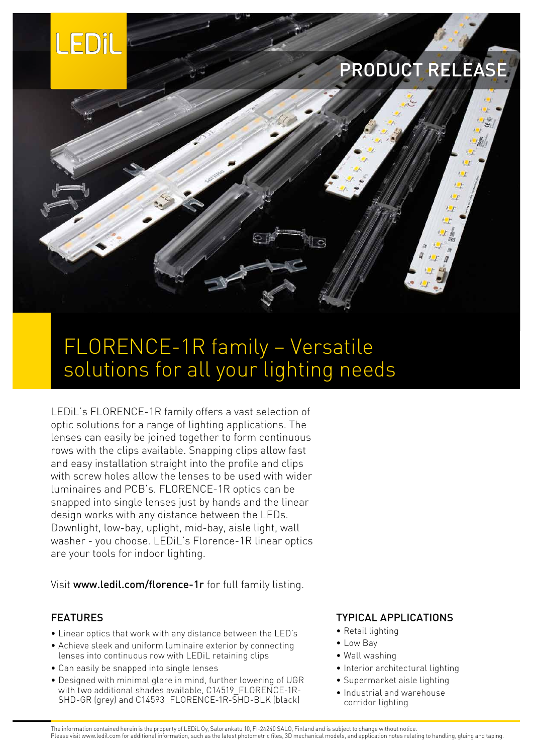LEDiL

PRODUCT RELEASE

# FLORENCE-1R family – Versatile solutions for all your lighting needs

LEDiL's FLORENCE-1R family offers a vast selection of optic solutions for a range of lighting applications. The lenses can easily be joined together to form continuous rows with the clips available. Snapping clips allow fast and easy installation straight into the profile and clips with screw holes allow the lenses to be used with wider luminaires and PCB's. FLORENCE-1R optics can be snapped into single lenses just by hands and the linear design works with any distance between the LEDs. Downlight, low-bay, uplight, mid-bay, aisle light, wall washer - you choose. LEDiL's Florence-1R linear optics are your tools for indoor lighting.

Visit **www.ledil.com/florence-1r** for full family listing.

## FEATURES

- Linear optics that work with any distance between the LED's
- Achieve sleek and uniform luminaire exterior by connecting lenses into continuous row with LEDiL retaining clips
- Can easily be snapped into single lenses
- Designed with minimal glare in mind, further lowering of UGR with two additional shades available, C14519_FLORENCE-1R-SHD-GR (grey) and C14593_FLORENCE-1R-SHD-BLK (black)

## TYPICAL APPLICATIONS

- Retail lighting
- Low Bay
- Wall washing
- Interior architectural lighting
- Supermarket aisle lighting
- Industrial and warehouse corridor lighting

The information contained herein is the property of LEDiL Oy, Salorankatu 10, FI-24240 SALO, Finland and is subject to change without notice.
Please visit www.ledil.com for additional information, such as the latest photometric files, 3D mechanical models, and application notes relating to handling, gluing and taping.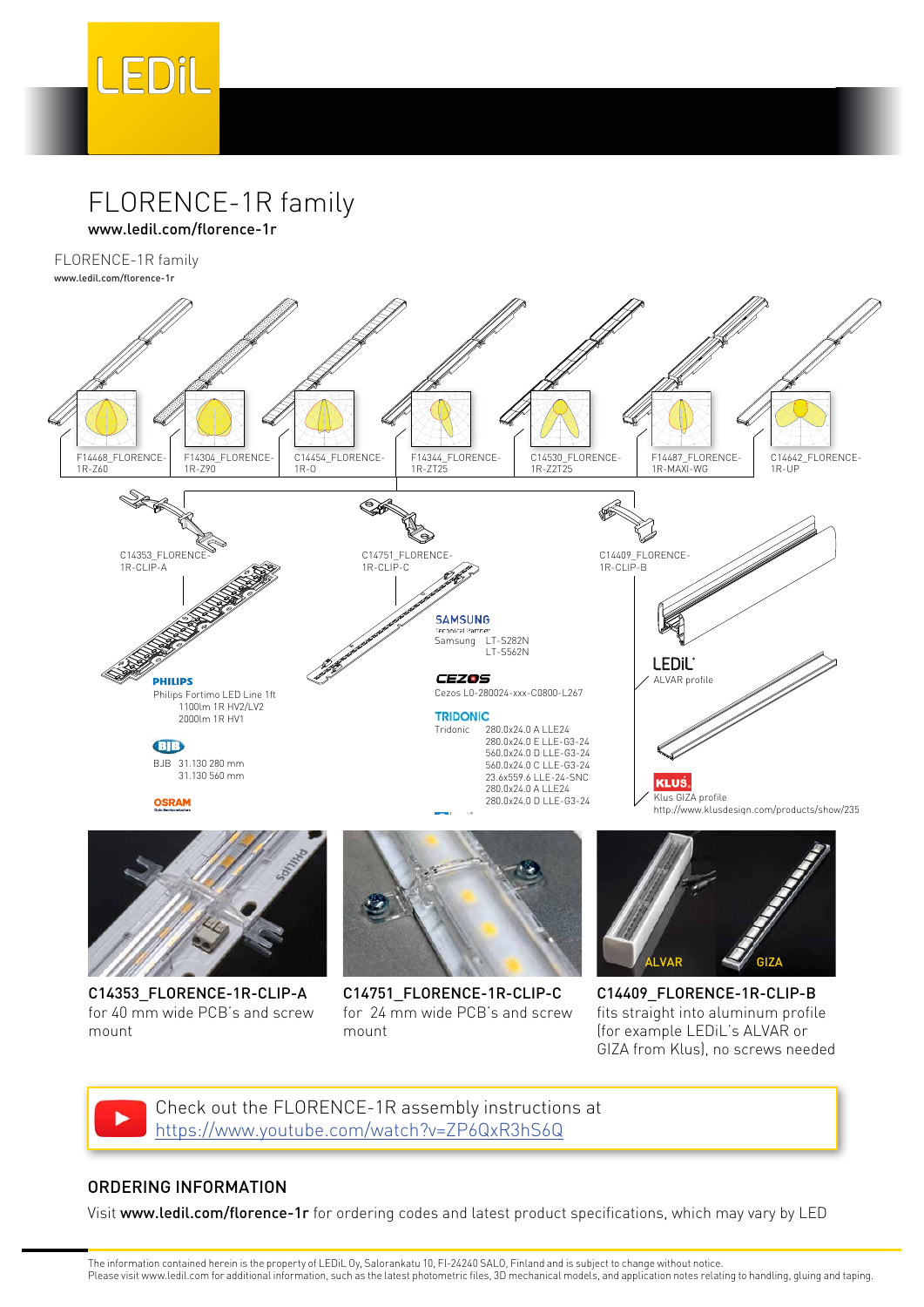# FLORENCE-1R family

**www.ledil.com/florence-1r**

FLORENCE-1R family
www.ledil.com/florence-1r

F14468_FLORENCE-1R-Z60

F14304_FLORENCE-1R-Z90

F14454_FLORENCE-1R-O

F14344_FLORENCE-1R-ZT25

F14530_FLORENCE-1R-Z2T25

F14487_FLORENCE-1R-MAXI-WG

F14642_FLORENCE-1R-UP

C14353_FLORENCE-1R-CLIP-A

C14751_FLORENCE-1R-CLIP-C

C14409_FLORENCE-1R-CLIP-B

PHILIPS
Philips Fortimo LED Line 1ft
1100lm 1R HV2/LV2
2000lm 1R HV1

BJB
BJB 31.130 280 mm
31.130 560 mm

OSRAM

SAMSUNG
Technical Partner
Samsung LT-S282N
LT-S562N

CEZOS
Cezos L0-280024-xxx-C0800-L267

TRIDONIC
Tridonic 280.0x24.0 A LLE24
280.0x24.0 E LLE-G3-24
560.0x24.0 D LLE-G3-24
560.0x24.0 C LLE-G3-24
23.6x559.6 LLE-24-SNC
280.0x24.0 A LLE24
280.0x24.0 D LLE-G3-24

LEDiL
ALVAR profile

KLUS
Klus GIZA profile
http://www.klusdesign.com/products/show/235

ALVAR GIZA

**C14353_FLORENCE-1R-CLIP-A**
for 40 mm wide PCB's and screw mount

**C14751_FLORENCE-1R-CLIP-C**
for 24 mm wide PCB's and screw mount

**C14409_FLORENCE-1R-CLIP-B**
fits straight into aluminum profile (for example LEDiL's ALVAR or GIZA from Klus), no screws needed

Check out the FLORENCE-1R assembly instructions at
https://www.youtube.com/watch?v=ZP6QxR3hS6Q

## ORDERING INFORMATION

Visit **www.ledil.com/florence-1r** for ordering codes and latest product specifications, which may vary by LED

The information contained herein is the property of LEDiL Oy, Salorankatu 10, FI-24240 SALO, Finland and is subject to change without notice.
Please visit www.ledil.com for additional information, such as the latest photometric files, 3D mechanical models, and application notes relating to handling, gluing and taping.